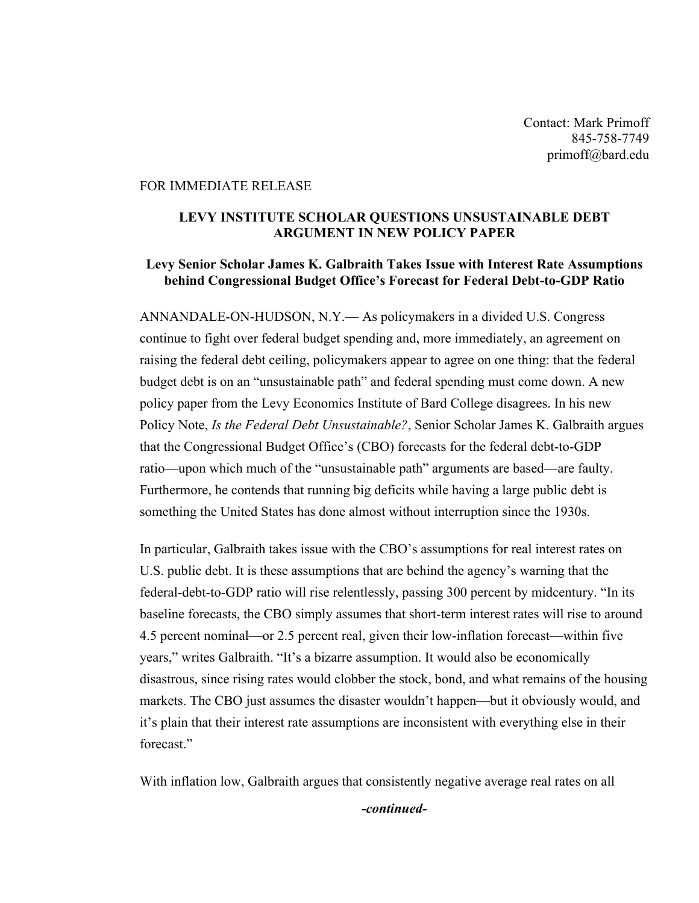Contact: Mark Primoff
845-758-7749
primoff@bard.edu

FOR IMMEDIATE RELEASE

## LEVY INSTITUTE SCHOLAR QUESTIONS UNSUSTAINABLE DEBT ARGUMENT IN NEW POLICY PAPER

### Levy Senior Scholar James K. Galbraith Takes Issue with Interest Rate Assumptions behind Congressional Budget Office's Forecast for Federal Debt-to-GDP Ratio

ANNANDALE-ON-HUDSON, N.Y.— As policymakers in a divided U.S. Congress continue to fight over federal budget spending and, more immediately, an agreement on raising the federal debt ceiling, policymakers appear to agree on one thing: that the federal budget debt is on an "unsustainable path" and federal spending must come down. A new policy paper from the Levy Economics Institute of Bard College disagrees. In his new Policy Note, *Is the Federal Debt Unsustainable?*, Senior Scholar James K. Galbraith argues that the Congressional Budget Office's (CBO) forecasts for the federal debt-to-GDP ratio—upon which much of the "unsustainable path" arguments are based—are faulty. Furthermore, he contends that running big deficits while having a large public debt is something the United States has done almost without interruption since the 1930s.

In particular, Galbraith takes issue with the CBO's assumptions for real interest rates on U.S. public debt. It is these assumptions that are behind the agency's warning that the federal-debt-to-GDP ratio will rise relentlessly, passing 300 percent by midcentury. "In its baseline forecasts, the CBO simply assumes that short-term interest rates will rise to around 4.5 percent nominal—or 2.5 percent real, given their low-inflation forecast—within five years," writes Galbraith. "It's a bizarre assumption. It would also be economically disastrous, since rising rates would clobber the stock, bond, and what remains of the housing markets. The CBO just assumes the disaster wouldn't happen—but it obviously would, and it's plain that their interest rate assumptions are inconsistent with everything else in their forecast."

With inflation low, Galbraith argues that consistently negative average real rates on all

*-continued-*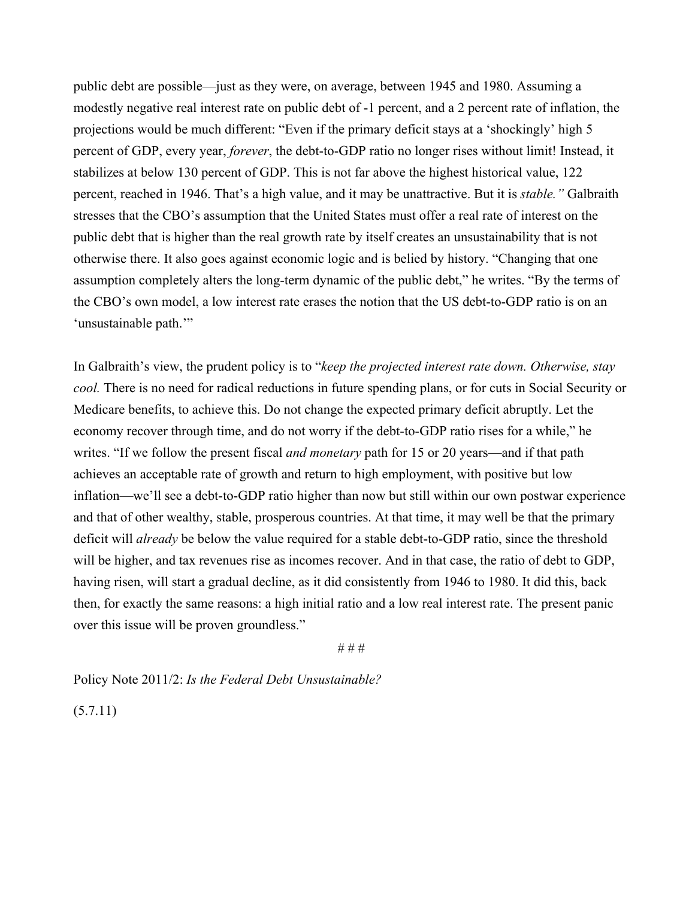public debt are possible—just as they were, on average, between 1945 and 1980. Assuming a modestly negative real interest rate on public debt of -1 percent, and a 2 percent rate of inflation, the projections would be much different: "Even if the primary deficit stays at a 'shockingly' high 5 percent of GDP, every year, *forever*, the debt-to-GDP ratio no longer rises without limit! Instead, it stabilizes at below 130 percent of GDP. This is not far above the highest historical value, 122 percent, reached in 1946. That's a high value, and it may be unattractive. But it is *stable."* Galbraith stresses that the CBO's assumption that the United States must offer a real rate of interest on the public debt that is higher than the real growth rate by itself creates an unsustainability that is not otherwise there. It also goes against economic logic and is belied by history. "Changing that one assumption completely alters the long-term dynamic of the public debt," he writes. "By the terms of the CBO's own model, a low interest rate erases the notion that the US debt-to-GDP ratio is on an 'unsustainable path.'"

In Galbraith's view, the prudent policy is to "*keep the projected interest rate down. Otherwise, stay cool.* There is no need for radical reductions in future spending plans, or for cuts in Social Security or Medicare benefits, to achieve this. Do not change the expected primary deficit abruptly. Let the economy recover through time, and do not worry if the debt-to-GDP ratio rises for a while," he writes. "If we follow the present fiscal *and monetary* path for 15 or 20 years—and if that path achieves an acceptable rate of growth and return to high employment, with positive but low inflation—we'll see a debt-to-GDP ratio higher than now but still within our own postwar experience and that of other wealthy, stable, prosperous countries. At that time, it may well be that the primary deficit will *already* be below the value required for a stable debt-to-GDP ratio, since the threshold will be higher, and tax revenues rise as incomes recover. And in that case, the ratio of debt to GDP, having risen, will start a gradual decline, as it did consistently from 1946 to 1980. It did this, back then, for exactly the same reasons: a high initial ratio and a low real interest rate. The present panic over this issue will be proven groundless."

# # #

Policy Note 2011/2: *Is the Federal Debt Unsustainable?*

(5.7.11)